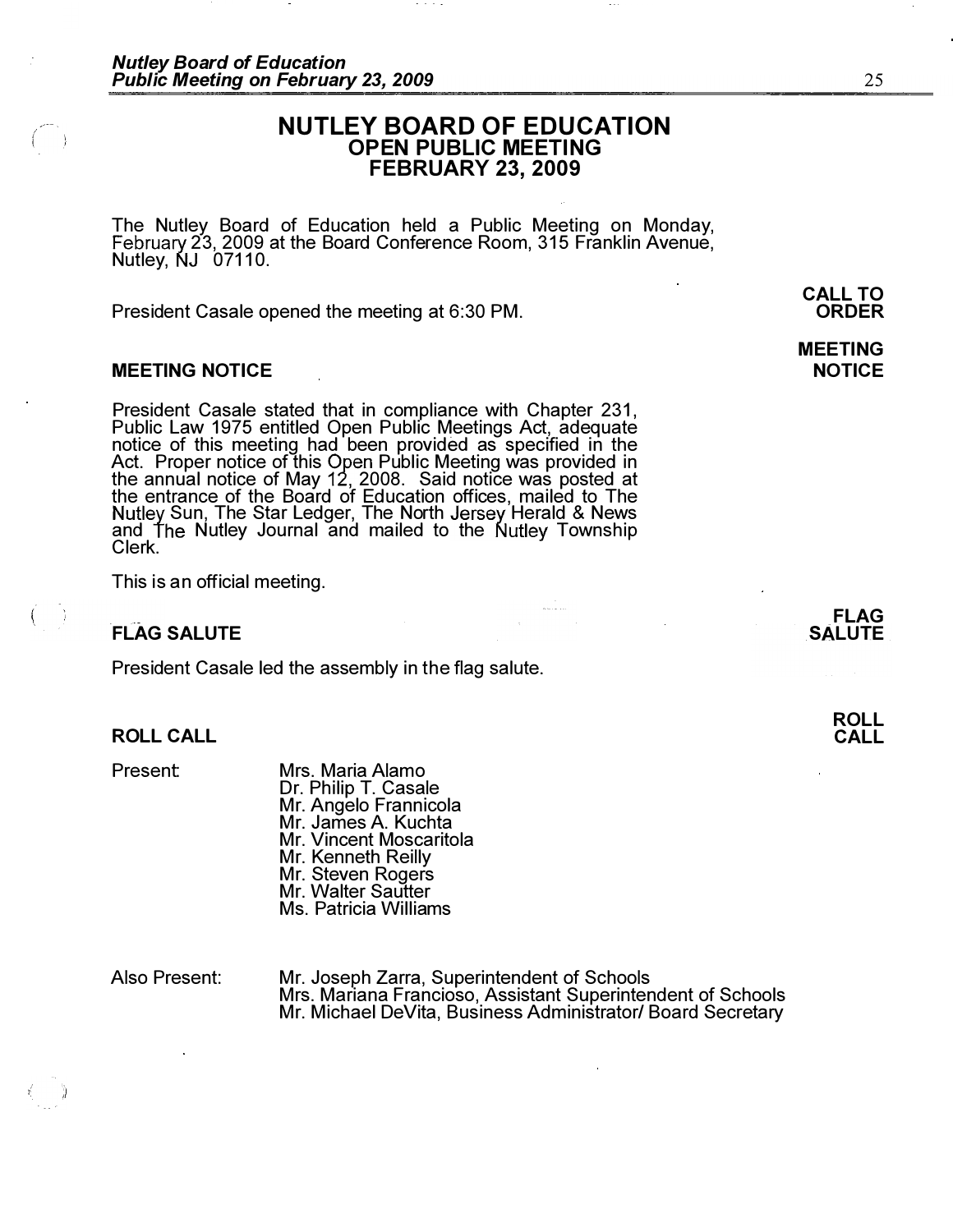# NUTLEY BOARD OF EDUCATION
## OPEN PUBLIC MEETING
## FEBRUARY 23, 2009

The Nutley Board of Education held a Public Meeting on Monday, February 23, 2009 at the Board Conference Room, 315 Franklin Avenue, Nutley, NJ 07110.

**CALL TO ORDER**

President Casale opened the meeting at 6:30 PM.

### MEETING NOTICE

President Casale stated that in compliance with Chapter 231, Public Law 1975 entitled Open Public Meetings Act, adequate notice of this meeting had been provided as specified in the Act. Proper notice of this Open Public Meeting was provided in the annual notice of May 12, 2008. Said notice was posted at the entrance of the Board of Education offices, mailed to The Nutley Sun, The Star Ledger, The North Jersey Herald & News and The Nutley Journal and mailed to the Nutley Township Clerk.

This is an official meeting.

### FLAG SALUTE

President Casale led the assembly in the flag salute.

### ROLL CALL

Present:

- Mrs. Maria Alamo
- Dr. Philip T. Casale
- Mr. Angelo Frannicola
- Mr. James A. Kuchta
- Mr. Vincent Moscaritola
- Mr. Kenneth Reilly
- Mr. Steven Rogers
- Mr. Walter Sautter
- Ms. Patricia Williams

Also Present:

- Mr. Joseph Zarra, Superintendent of Schools
- Mrs. Mariana Francioso, Assistant Superintendent of Schools
- Mr. Michael DeVita, Business Administrator/ Board Secretary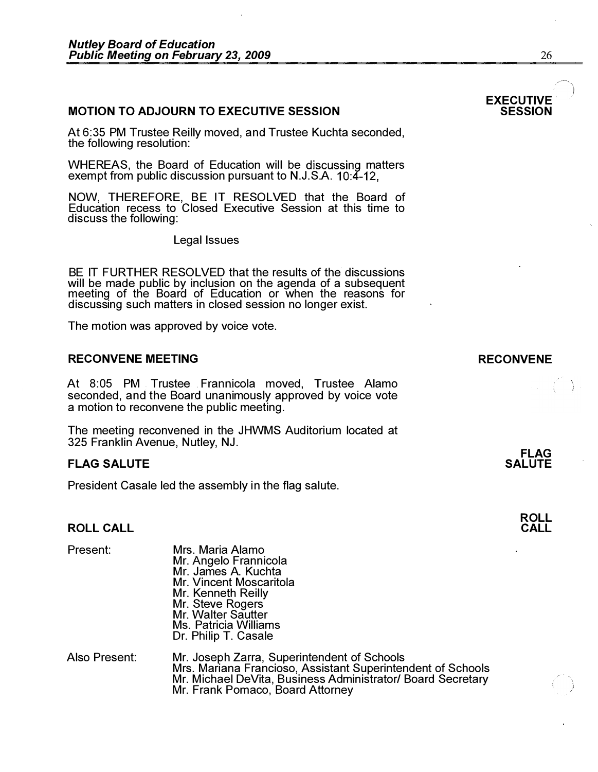## MOTION TO ADJOURN TO EXECUTIVE SESSION

**EXECUTIVE SESSION**

At 6:35 PM Trustee Reilly moved, and Trustee Kuchta seconded, the following resolution:

WHEREAS, the Board of Education will be discussing matters exempt from public discussion pursuant to N.J.S.A. 10:4-12,

NOW, THEREFORE, BE IT RESOLVED that the Board of Education recess to Closed Executive Session at this time to discuss the following:

Legal Issues

BE IT FURTHER RESOLVED that the results of the discussions will be made public by inclusion on the agenda of a subsequent meeting of the Board of Education or when the reasons for discussing such matters in closed session no longer exist.

The motion was approved by voice vote.

## RECONVENE MEETING

**RECONVENE**

At 8:05 PM Trustee Frannicola moved, Trustee Alamo seconded, and the Board unanimously approved by voice vote a motion to reconvene the public meeting.

The meeting reconvened in the JHWMS Auditorium located at 325 Franklin Avenue, Nutley, NJ.

## FLAG SALUTE

**FLAG SALUTE**

President Casale led the assembly in the flag salute.

## ROLL CALL

**ROLL CALL**

Present:

- Mrs. Maria Alamo
- Mr. Angelo Frannicola
- Mr. James A. Kuchta
- Mr. Vincent Moscaritola
- Mr. Kenneth Reilly
- Mr. Steve Rogers
- Mr. Walter Sautter
- Ms. Patricia Williams
- Dr. Philip T. Casale

Also Present:

- Mr. Joseph Zarra, Superintendent of Schools
- Mrs. Mariana Francioso, Assistant Superintendent of Schools
- Mr. Michael DeVita, Business Administrator/ Board Secretary
- Mr. Frank Pomaco, Board Attorney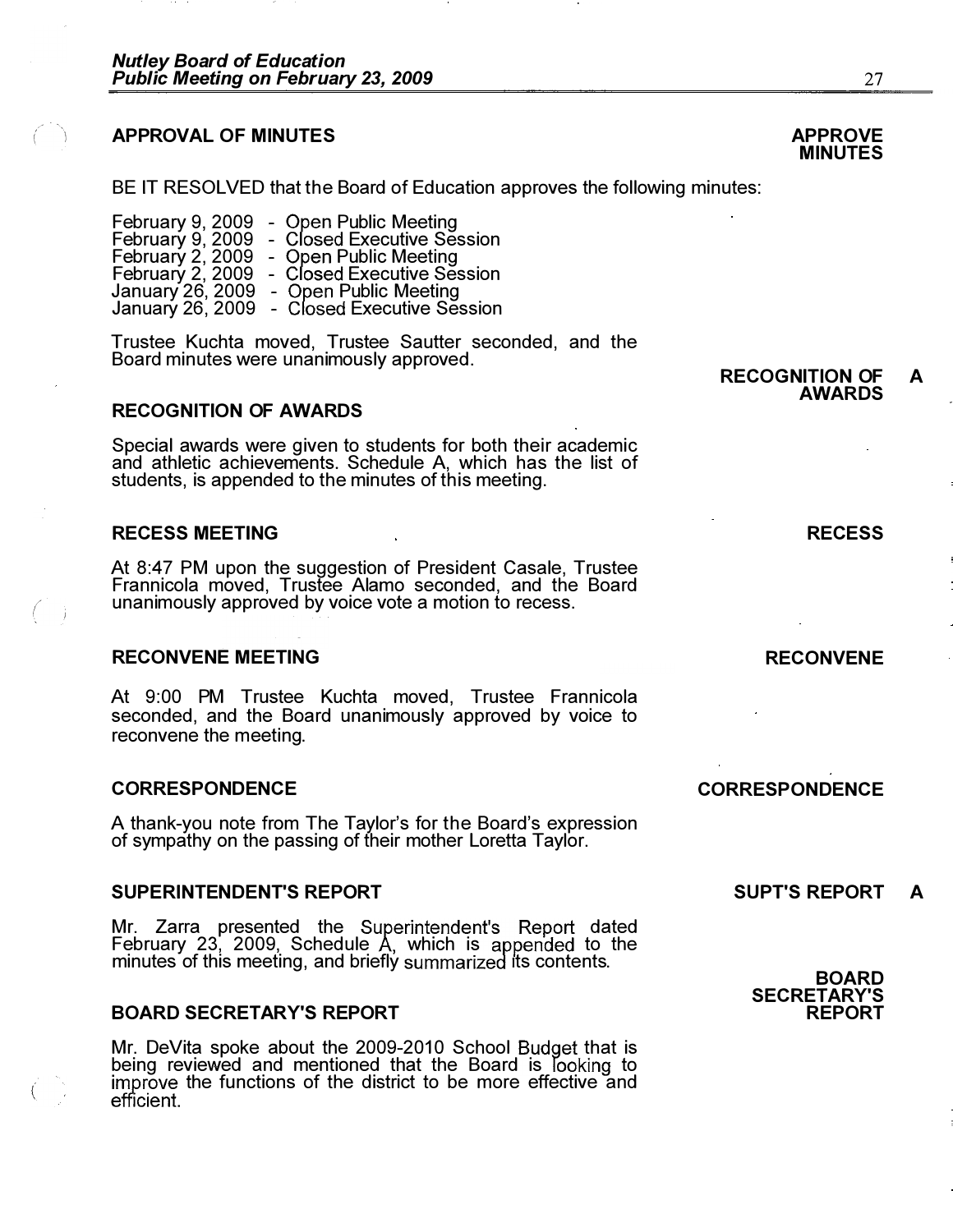## APPROVAL OF MINUTES

**APPROVE MINUTES**

BE IT RESOLVED that the Board of Education approves the following minutes:

February 9, 2009 - Open Public Meeting
February 9, 2009 - Closed Executive Session
February 2, 2009 - Open Public Meeting
February 2, 2009 - Closed Executive Session
January 26, 2009 - Open Public Meeting
January 26, 2009 - Closed Executive Session

Trustee Kuchta moved, Trustee Sautter seconded, and the Board minutes were unanimously approved.

**RECOGNITION OF AWARDS A**

## RECOGNITION OF AWARDS

Special awards were given to students for both their academic and athletic achievements. Schedule A, which has the list of students, is appended to the minutes of this meeting.

## RECESS MEETING

**RECESS**

At 8:47 PM upon the suggestion of President Casale, Trustee Frannicola moved, Trustee Alamo seconded, and the Board unanimously approved by voice vote a motion to recess.

## RECONVENE MEETING

**RECONVENE**

At 9:00 PM Trustee Kuchta moved, Trustee Frannicola seconded, and the Board unanimously approved by voice to reconvene the meeting.

## CORRESPONDENCE

**CORRESPONDENCE**

A thank-you note from The Taylor's for the Board's expression of sympathy on the passing of their mother Loretta Taylor.

## SUPERINTENDENT'S REPORT

**SUPT'S REPORT A**

Mr. Zarra presented the Superintendent's Report dated February 23, 2009, Schedule A, which is appended to the minutes of this meeting, and briefly summarized its contents.

**BOARD SECRETARY'S REPORT**

## BOARD SECRETARY'S REPORT

Mr. DeVita spoke about the 2009-2010 School Budget that is being reviewed and mentioned that the Board is looking to improve the functions of the district to be more effective and efficient.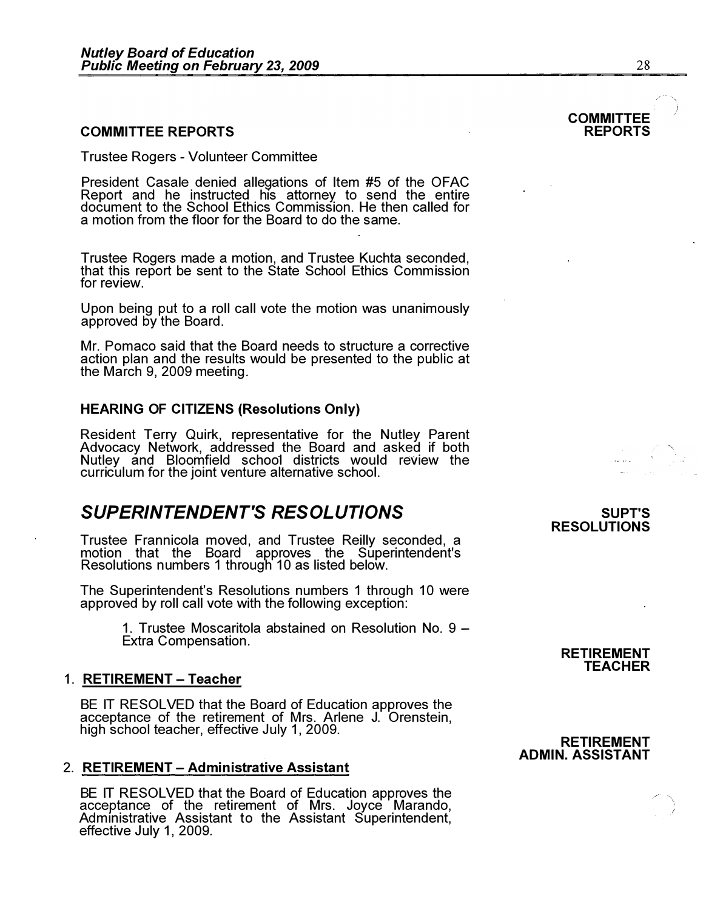## COMMITTEE REPORTS

**COMMITTEE REPORTS**

Trustee Rogers - Volunteer Committee

President Casale denied allegations of Item #5 of the OFAC Report and he instructed his attorney to send the entire document to the School Ethics Commission. He then called for a motion from the floor for the Board to do the same.

Trustee Rogers made a motion, and Trustee Kuchta seconded, that this report be sent to the State School Ethics Commission for review.

Upon being put to a roll call vote the motion was unanimously approved by the Board.

Mr. Pomaco said that the Board needs to structure a corrective action plan and the results would be presented to the public at the March 9, 2009 meeting.

## HEARING OF CITIZENS (Resolutions Only)

Resident Terry Quirk, representative for the Nutley Parent Advocacy Network, addressed the Board and asked if both Nutley and Bloomfield school districts would review the curriculum for the joint venture alternative school.

# *SUPERINTENDENT'S RESOLUTIONS*

**SUPT'S RESOLUTIONS**

Trustee Frannicola moved, and Trustee Reilly seconded, a motion that the Board approves the Superintendent's Resolutions numbers 1 through 10 as listed below.

The Superintendent's Resolutions numbers 1 through 10 were approved by roll call vote with the following exception:

> 1. Trustee Moscaritola abstained on Resolution No. 9 – Extra Compensation.

**RETIREMENT TEACHER**

1. **RETIREMENT – Teacher**

BE IT RESOLVED that the Board of Education approves the acceptance of the retirement of Mrs. Arlene J. Orenstein, high school teacher, effective July 1, 2009.

**RETIREMENT ADMIN. ASSISTANT**

2. **RETIREMENT – Administrative Assistant**

BE IT RESOLVED that the Board of Education approves the acceptance of the retirement of Mrs. Joyce Marando, Administrative Assistant to the Assistant Superintendent, effective July 1, 2009.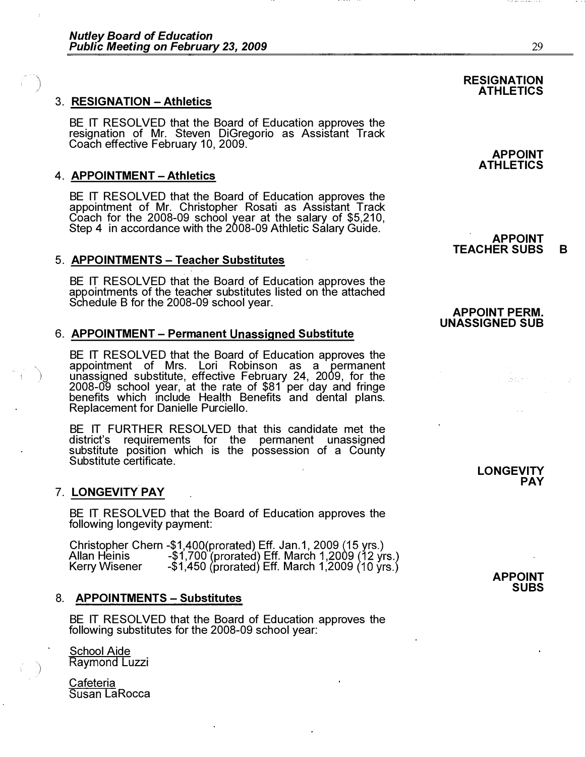### 3. RESIGNATION – Athletics

**RESIGNATION ATHLETICS**

BE IT RESOLVED that the Board of Education approves the resignation of Mr. Steven DiGregorio as Assistant Track Coach effective February 10, 2009.

### 4. APPOINTMENT – Athletics

**APPOINT ATHLETICS**

BE IT RESOLVED that the Board of Education approves the appointment of Mr. Christopher Rosati as Assistant Track Coach for the 2008-09 school year at the salary of $5,210, Step 4 in accordance with the 2008-09 Athletic Salary Guide.

### 5. APPOINTMENTS – Teacher Substitutes

**APPOINT TEACHER SUBS B**

BE IT RESOLVED that the Board of Education approves the appointments of the teacher substitutes listed on the attached Schedule B for the 2008-09 school year.

### 6. APPOINTMENT – Permanent Unassigned Substitute

**APPOINT PERM. UNASSIGNED SUB**

BE IT RESOLVED that the Board of Education approves the appointment of Mrs. Lori Robinson as a permanent unassigned substitute, effective February 24, 2009, for the 2008-09 school year, at the rate of $81 per day and fringe benefits which include Health Benefits and dental plans. Replacement for Danielle Purciello.

BE IT FURTHER RESOLVED that this candidate met the district's requirements for the permanent unassigned substitute position which is the possession of a County Substitute certificate.

### 7. LONGEVITY PAY

**LONGEVITY PAY**

BE IT RESOLVED that the Board of Education approves the following longevity payment:

Christopher Chern -$1,400(prorated) Eff. Jan.1, 2009 (15 yrs.)
Allan Heinis -$1,700 (prorated) Eff. March 1,2009 (12 yrs.)
Kerry Wisener -$1,450 (prorated) Eff. March 1,2009 (10 yrs.)

### 8. APPOINTMENTS – Substitutes

**APPOINT SUBS**

BE IT RESOLVED that the Board of Education approves the following substitutes for the 2008-09 school year:

School Aide
Raymond Luzzi

Cafeteria
Susan LaRocca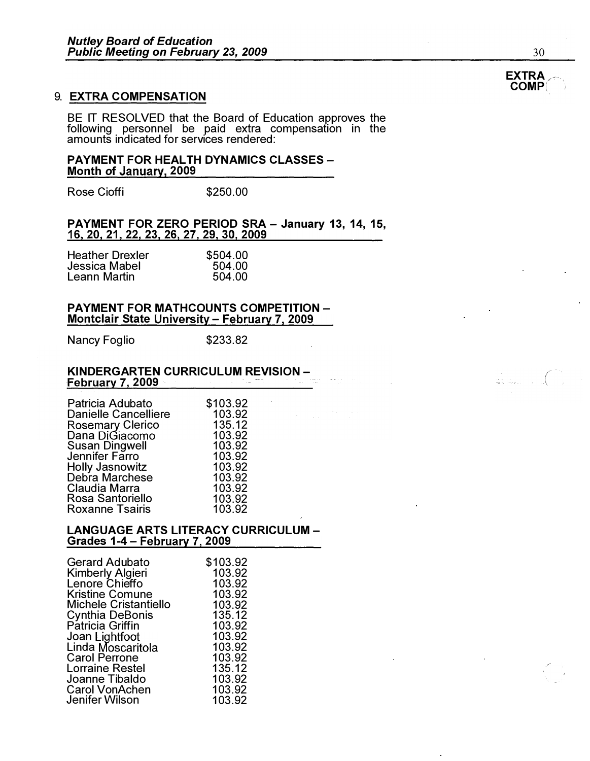EXTRA COMP

## 9. EXTRA COMPENSATION

BE IT RESOLVED that the Board of Education approves the following personnel be paid extra compensation in the amounts indicated for services rendered:

**PAYMENT FOR HEALTH DYNAMICS CLASSES – Month of January, 2009**

| | |
|---|---|
| Rose Cioffi | $250.00 |

**PAYMENT FOR ZERO PERIOD SRA – January 13, 14, 15, 16, 20, 21, 22, 23, 26, 27, 29, 30, 2009**

| | |
|---|---|
| Heather Drexler | $504.00 |
| Jessica Mabel | 504.00 |
| Leann Martin | 504.00 |

**PAYMENT FOR MATHCOUNTS COMPETITION – Montclair State University – February 7, 2009**

| | |
|---|---|
| Nancy Foglio | $233.82 |

**KINDERGARTEN CURRICULUM REVISION – February 7, 2009**

| | |
|---|---|
| Patricia Adubato | $103.92 |
| Danielle Cancelliere | 103.92 |
| Rosemary Clerico | 135.12 |
| Dana DiGiacomo | 103.92 |
| Susan Dingwell | 103.92 |
| Jennifer Farro | 103.92 |
| Holly Jasnowitz | 103.92 |
| Debra Marchese | 103.92 |
| Claudia Marra | 103.92 |
| Rosa Santoriello | 103.92 |
| Roxanne Tsairis | 103.92 |

**LANGUAGE ARTS LITERACY CURRICULUM – Grades 1-4 – February 7, 2009**

| | |
|---|---|
| Gerard Adubato | $103.92 |
| Kimberly Algieri | 103.92 |
| Lenore Chieffo | 103.92 |
| Kristine Comune | 103.92 |
| Michele Cristantiello | 103.92 |
| Cynthia DeBonis | 135.12 |
| Patricia Griffin | 103.92 |
| Joan Lightfoot | 103.92 |
| Linda Moscaritola | 103.92 |
| Carol Perrone | 103.92 |
| Lorraine Restel | 135.12 |
| Joanne Tibaldo | 103.92 |
| Carol VonAchen | 103.92 |
| Jenifer Wilson | 103.92 |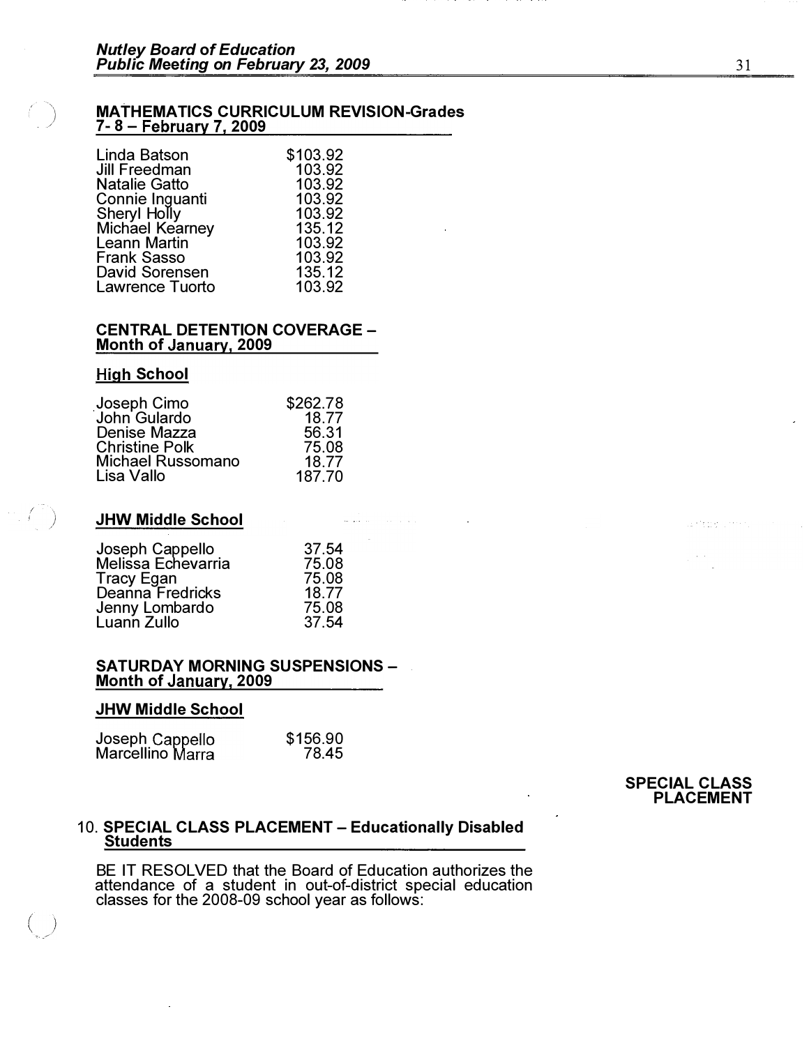### MATHEMATICS CURRICULUM REVISION-Grades 7- 8 – February 7, 2009

| | |
|---|---|
| Linda Batson | $103.92 |
| Jill Freedman | 103.92 |
| Natalie Gatto | 103.92 |
| Connie Inguanti | 103.92 |
| Sheryl Holly | 103.92 |
| Michael Kearney | 135.12 |
| Leann Martin | 103.92 |
| Frank Sasso | 103.92 |
| David Sorensen | 135.12 |
| Lawrence Tuorto | 103.92 |

### CENTRAL DETENTION COVERAGE – Month of January, 2009

#### High School

| | |
|---|---|
| Joseph Cimo | $262.78 |
| John Gulardo | 18.77 |
| Denise Mazza | 56.31 |
| Christine Polk | 75.08 |
| Michael Russomano | 18.77 |
| Lisa Vallo | 187.70 |

#### JHW Middle School

| | |
|---|---|
| Joseph Cappello | 37.54 |
| Melissa Echevarria | 75.08 |
| Tracy Egan | 75.08 |
| Deanna Fredricks | 18.77 |
| Jenny Lombardo | 75.08 |
| Luann Zullo | 37.54 |

### SATURDAY MORNING SUSPENSIONS – Month of January, 2009

#### JHW Middle School

| | |
|---|---|
| Joseph Cappello | $156.90 |
| Marcellino Marra | 78.45 |

**SPECIAL CLASS PLACEMENT**

### 10. SPECIAL CLASS PLACEMENT – Educationally Disabled Students

BE IT RESOLVED that the Board of Education authorizes the attendance of a student in out-of-district special education classes for the 2008-09 school year as follows: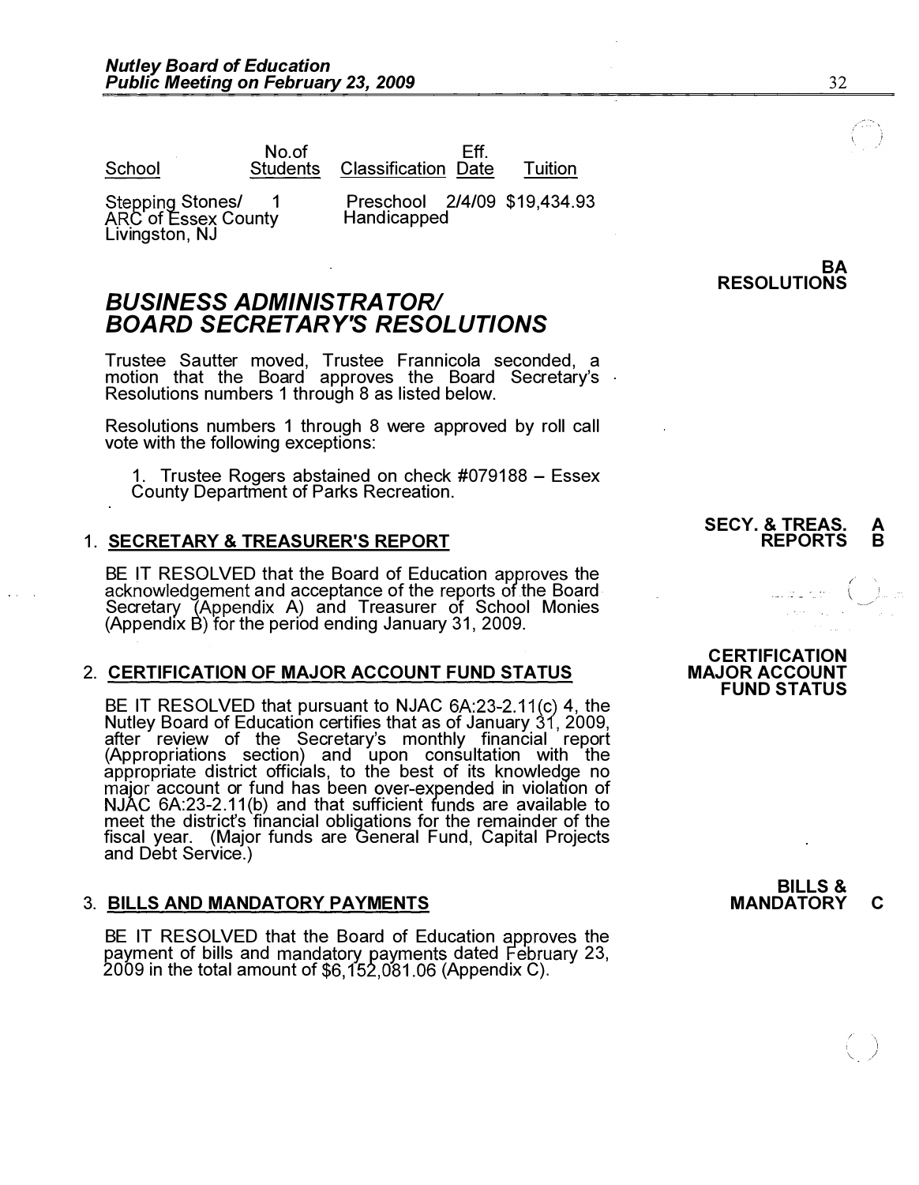| School | No.of Students | Classification | Eff. Date | Tuition |
|---|---|---|---|---|
| Stepping Stones/ ARC of Essex County Livingston, NJ | 1 | Preschool Handicapped | 2/4/09 | $19,434.93 |

**BA RESOLUTIONS**

## *BUSINESS ADMINISTRATOR/ BOARD SECRETARY'S RESOLUTIONS*

Trustee Sautter moved, Trustee Frannicola seconded, a motion that the Board approves the Board Secretary's Resolutions numbers 1 through 8 as listed below.

Resolutions numbers 1 through 8 were approved by roll call vote with the following exceptions:

1. Trustee Rogers abstained on check #079188 – Essex County Department of Parks Recreation.

**SECY. & TREAS. REPORTS A B**

1. **SECRETARY & TREASURER'S REPORT**

BE IT RESOLVED that the Board of Education approves the acknowledgement and acceptance of the reports of the Board Secretary (Appendix A) and Treasurer of School Monies (Appendix B) for the period ending January 31, 2009.

**CERTIFICATION MAJOR ACCOUNT FUND STATUS**

2. **CERTIFICATION OF MAJOR ACCOUNT FUND STATUS**

BE IT RESOLVED that pursuant to NJAC 6A:23-2.11(c) 4, the Nutley Board of Education certifies that as of January 31, 2009, after review of the Secretary's monthly financial report (Appropriations section) and upon consultation with the appropriate district officials, to the best of its knowledge no major account or fund has been over-expended in violation of NJAC 6A:23-2.11(b) and that sufficient funds are available to meet the district's financial obligations for the remainder of the fiscal year. (Major funds are General Fund, Capital Projects and Debt Service.)

**BILLS & MANDATORY C**

3. **BILLS AND MANDATORY PAYMENTS**

BE IT RESOLVED that the Board of Education approves the payment of bills and mandatory payments dated February 23, 2009 in the total amount of $6,152,081.06 (Appendix C).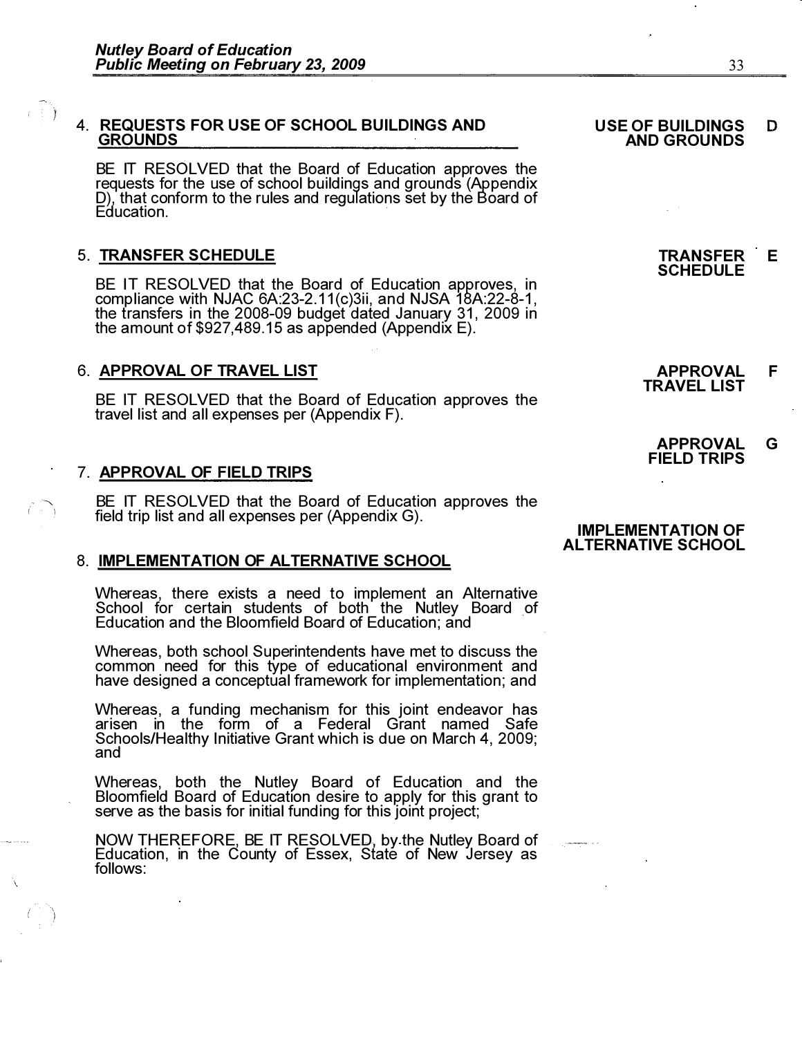4. **REQUESTS FOR USE OF SCHOOL BUILDINGS AND GROUNDS**

**USE OF BUILDINGS AND GROUNDS** **D**

BE IT RESOLVED that the Board of Education approves the requests for the use of school buildings and grounds (Appendix D), that conform to the rules and regulations set by the Board of Education.

5. **TRANSFER SCHEDULE**

**TRANSFER SCHEDULE** **E**

BE IT RESOLVED that the Board of Education approves, in compliance with NJAC 6A:23-2.11(c)3ii, and NJSA 18A:22-8-1, the transfers in the 2008-09 budget dated January 31, 2009 in the amount of $927,489.15 as appended (Appendix E).

6. **APPROVAL OF TRAVEL LIST**

**APPROVAL TRAVEL LIST** **F**

BE IT RESOLVED that the Board of Education approves the travel list and all expenses per (Appendix F).

7. **APPROVAL OF FIELD TRIPS**

**APPROVAL FIELD TRIPS** **G**

BE IT RESOLVED that the Board of Education approves the field trip list and all expenses per (Appendix G).

8. **IMPLEMENTATION OF ALTERNATIVE SCHOOL**

**IMPLEMENTATION OF ALTERNATIVE SCHOOL**

Whereas, there exists a need to implement an Alternative School for certain students of both the Nutley Board of Education and the Bloomfield Board of Education; and

Whereas, both school Superintendents have met to discuss the common need for this type of educational environment and have designed a conceptual framework for implementation; and

Whereas, a funding mechanism for this joint endeavor has arisen in the form of a Federal Grant named Safe Schools/Healthy Initiative Grant which is due on March 4, 2009; and

Whereas, both the Nutley Board of Education and the Bloomfield Board of Education desire to apply for this grant to serve as the basis for initial funding for this joint project;

NOW THEREFORE, BE IT RESOLVED, by the Nutley Board of Education, in the County of Essex, State of New Jersey as follows: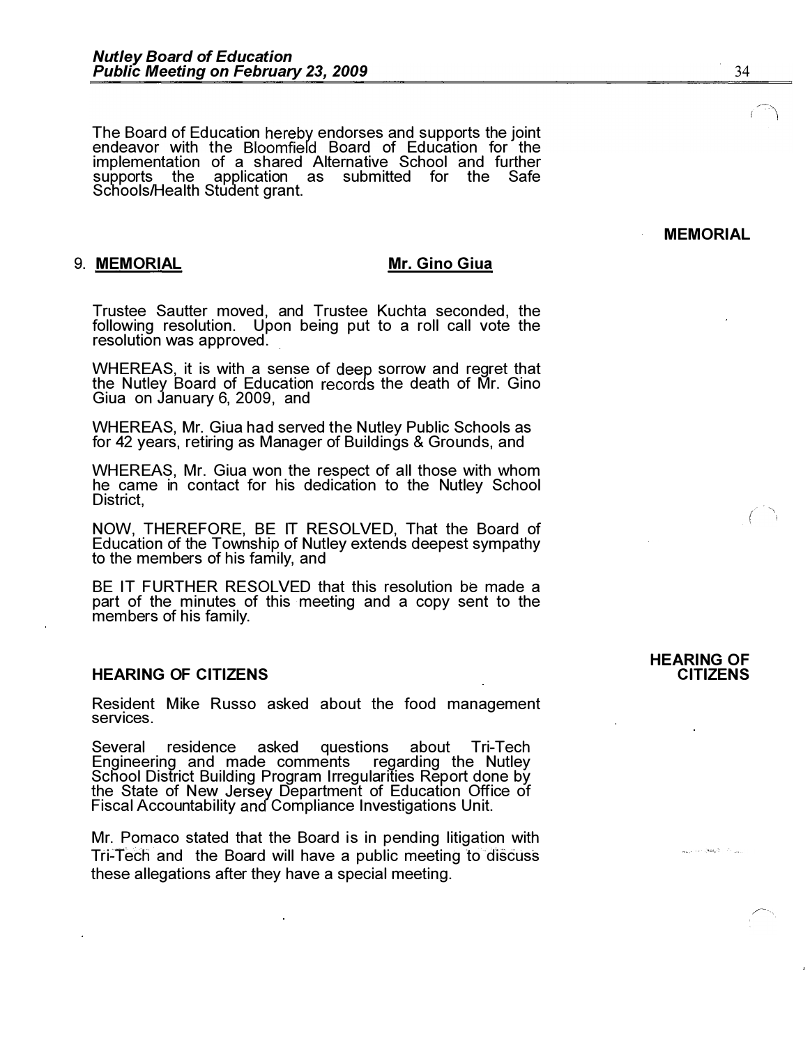The Board of Education hereby endorses and supports the joint endeavor with the Bloomfield Board of Education for the implementation of a shared Alternative School and further supports the application as submitted for the Safe Schools/Health Student grant.

**MEMORIAL**

9. **MEMORIAL** **Mr. Gino Giua**

Trustee Sautter moved, and Trustee Kuchta seconded, the following resolution. Upon being put to a roll call vote the resolution was approved.

WHEREAS, it is with a sense of deep sorrow and regret that the Nutley Board of Education records the death of Mr. Gino Giua on January 6, 2009, and

WHEREAS, Mr. Giua had served the Nutley Public Schools as for 42 years, retiring as Manager of Buildings & Grounds, and

WHEREAS, Mr. Giua won the respect of all those with whom he came in contact for his dedication to the Nutley School District,

NOW, THEREFORE, BE IT RESOLVED, That the Board of Education of the Township of Nutley extends deepest sympathy to the members of his family, and

BE IT FURTHER RESOLVED that this resolution be made a part of the minutes of this meeting and a copy sent to the members of his family.

**HEARING OF CITIZENS**

### HEARING OF CITIZENS

Resident Mike Russo asked about the food management services.

Several residence asked questions about Tri-Tech Engineering and made comments regarding the Nutley School District Building Program Irregularities Report done by the State of New Jersey Department of Education Office of Fiscal Accountability and Compliance Investigations Unit.

Mr. Pomaco stated that the Board is in pending litigation with Tri-Tech and the Board will have a public meeting to discuss these allegations after they have a special meeting.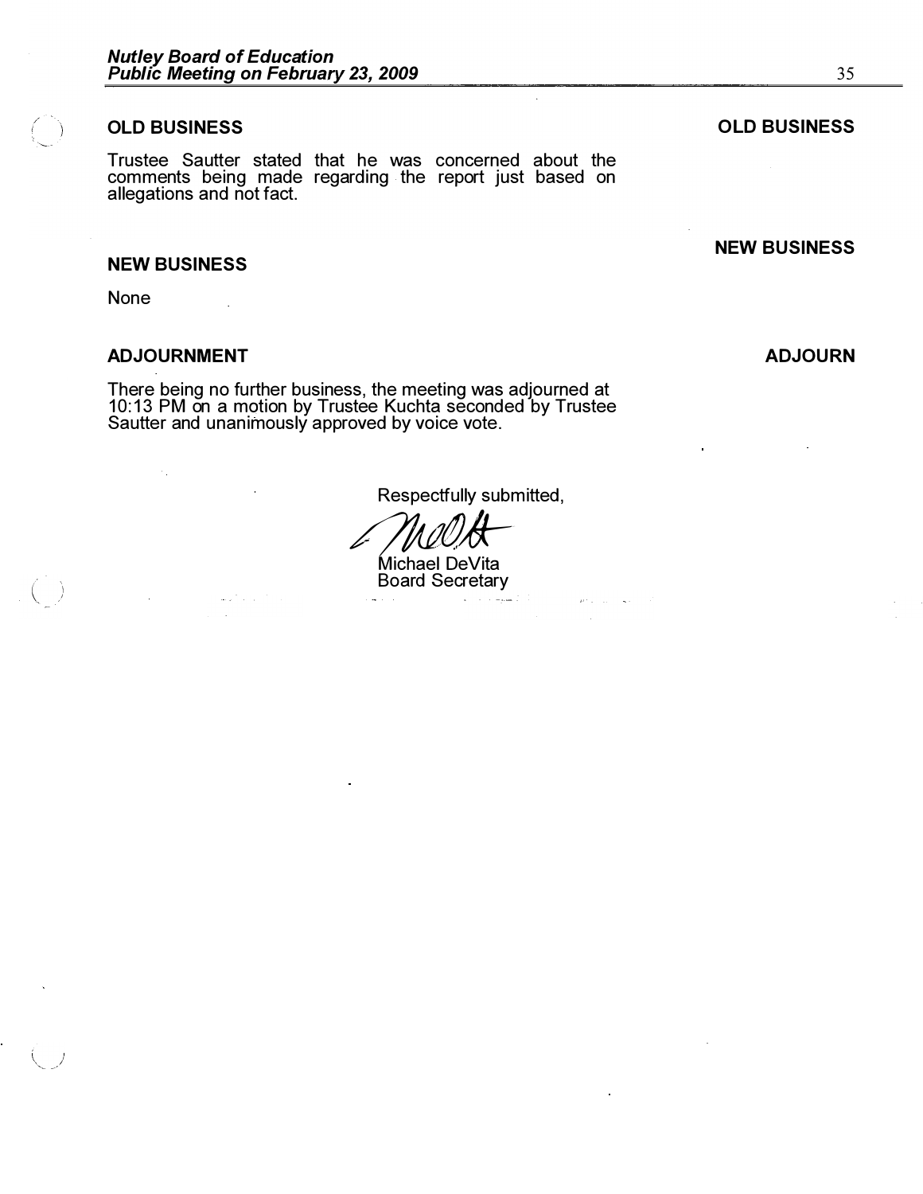## OLD BUSINESS

**OLD BUSINESS**

Trustee Sautter stated that he was concerned about the comments being made regarding the report just based on allegations and not fact.

## NEW BUSINESS

**NEW BUSINESS**

None

## ADJOURNMENT

**ADJOURN**

There being no further business, the meeting was adjourned at 10:13 PM on a motion by Trustee Kuchta seconded by Trustee Sautter and unanimously approved by voice vote.

Respectfully submitted,

Michael DeVita
Board Secretary